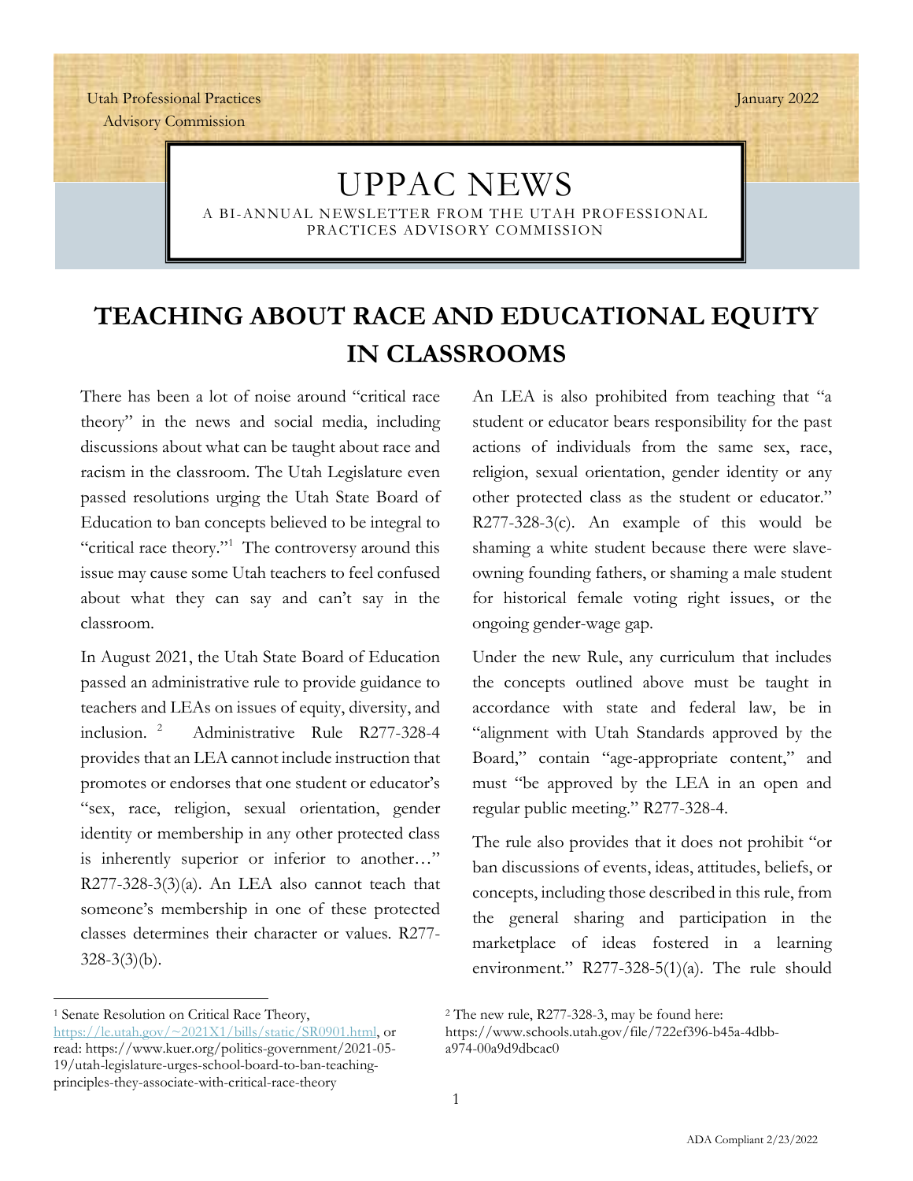Utah Professional Practices Advisory Commission

January 2022

# UPPAC NEWS

A BI-ANNUAL NEWSLETTER FROM THE UTAH PROFESSIONAL PRACTICES ADVISORY COMMISSION

## TEACHING ABOUT RACE AND EDUCATIONAL EQUITY IN CLASSROOMS

There has been a lot of noise around "critical race theory" in the news and social media, including discussions about what can be taught about race and racism in the classroom. The Utah Legislature even passed resolutions urging the Utah State Board of Education to ban concepts believed to be integral to "critical race theory."[1] The controversy around this issue may cause some Utah teachers to feel confused about what they can say and can't say in the classroom.

In August 2021, the Utah State Board of Education passed an administrative rule to provide guidance to teachers and LEAs on issues of equity, diversity, and inclusion.[2] Administrative Rule R277-328-4 provides that an LEA cannot include instruction that promotes or endorses that one student or educator's "sex, race, religion, sexual orientation, gender identity or membership in any other protected class is inherently superior or inferior to another…" R277-328-3(3)(a). An LEA also cannot teach that someone's membership in one of these protected classes determines their character or values. R277-328-3(3)(b).

An LEA is also prohibited from teaching that "a student or educator bears responsibility for the past actions of individuals from the same sex, race, religion, sexual orientation, gender identity or any other protected class as the student or educator." R277-328-3(c). An example of this would be shaming a white student because there were slave-owning founding fathers, or shaming a male student for historical female voting right issues, or the ongoing gender-wage gap.

Under the new Rule, any curriculum that includes the concepts outlined above must be taught in accordance with state and federal law, be in "alignment with Utah Standards approved by the Board," contain "age-appropriate content," and must "be approved by the LEA in an open and regular public meeting." R277-328-4.

The rule also provides that it does not prohibit "or ban discussions of events, ideas, attitudes, beliefs, or concepts, including those described in this rule, from the general sharing and participation in the marketplace of ideas fostered in a learning environment." R277-328-5(1)(a). The rule should

---

[1] Senate Resolution on Critical Race Theory, https://le.utah.gov/~2021X1/bills/static/SR0901.html, or read: https://www.kuer.org/politics-government/2021-05-19/utah-legislature-urges-school-board-to-ban-teaching-principles-they-associate-with-critical-race-theory

[2] The new rule, R277-328-3, may be found here: https://www.schools.utah.gov/file/722ef396-b45a-4dbb-a974-00a9d9dbcac0

ADA Compliant 2/23/2022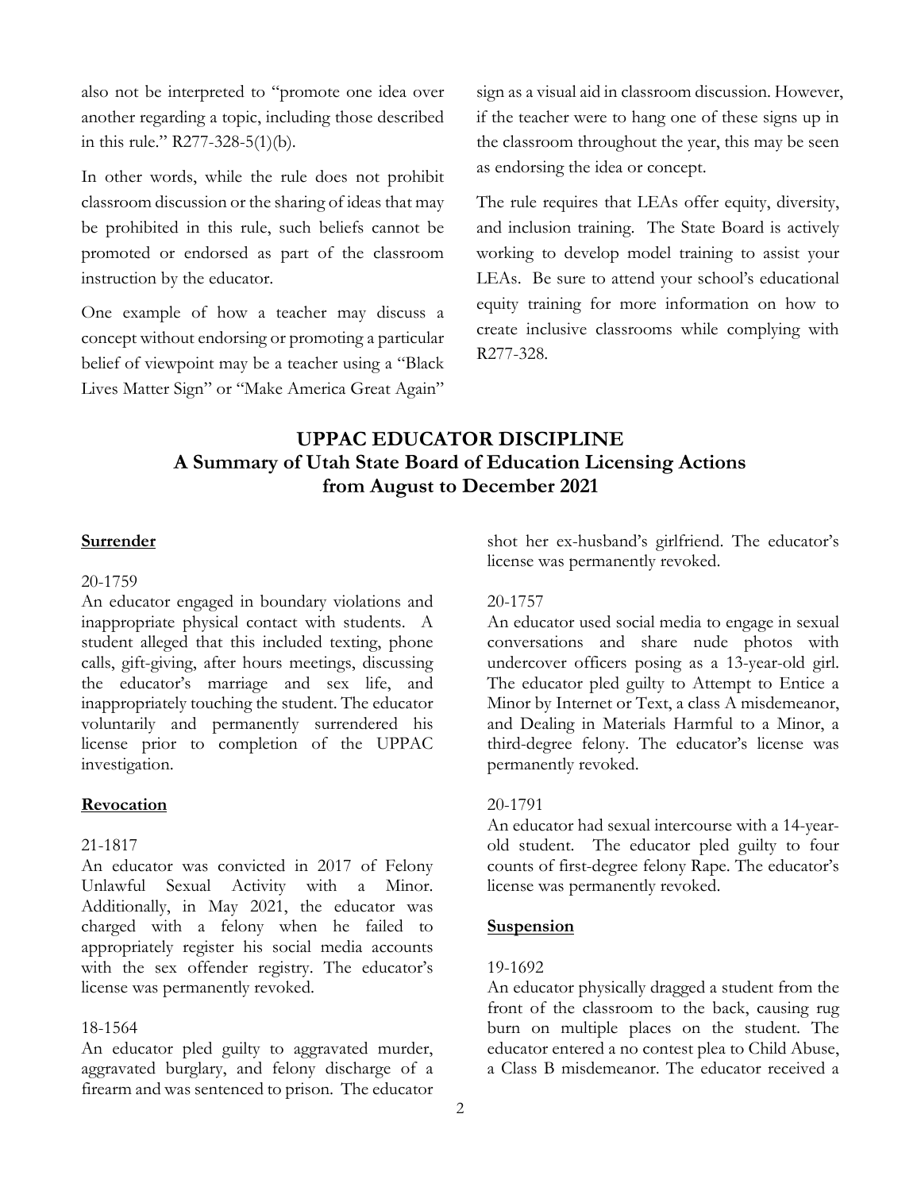also not be interpreted to "promote one idea over another regarding a topic, including those described in this rule." R277-328-5(1)(b).

In other words, while the rule does not prohibit classroom discussion or the sharing of ideas that may be prohibited in this rule, such beliefs cannot be promoted or endorsed as part of the classroom instruction by the educator.

One example of how a teacher may discuss a concept without endorsing or promoting a particular belief of viewpoint may be a teacher using a "Black Lives Matter Sign" or "Make America Great Again" sign as a visual aid in classroom discussion. However, if the teacher were to hang one of these signs up in the classroom throughout the year, this may be seen as endorsing the idea or concept.

The rule requires that LEAs offer equity, diversity, and inclusion training. The State Board is actively working to develop model training to assist your LEAs. Be sure to attend your school's educational equity training for more information on how to create inclusive classrooms while complying with R277-328.

## UPPAC EDUCATOR DISCIPLINE
## A Summary of Utah State Board of Education Licensing Actions from August to December 2021

### Surrender

20-1759
An educator engaged in boundary violations and inappropriate physical contact with students. A student alleged that this included texting, phone calls, gift-giving, after hours meetings, discussing the educator's marriage and sex life, and inappropriately touching the student. The educator voluntarily and permanently surrendered his license prior to completion of the UPPAC investigation.

### Revocation

21-1817
An educator was convicted in 2017 of Felony Unlawful Sexual Activity with a Minor. Additionally, in May 2021, the educator was charged with a felony when he failed to appropriately register his social media accounts with the sex offender registry. The educator's license was permanently revoked.

18-1564
An educator pled guilty to aggravated murder, aggravated burglary, and felony discharge of a firearm and was sentenced to prison. The educator shot her ex-husband's girlfriend. The educator's license was permanently revoked.

20-1757
An educator used social media to engage in sexual conversations and share nude photos with undercover officers posing as a 13-year-old girl. The educator pled guilty to Attempt to Entice a Minor by Internet or Text, a class A misdemeanor, and Dealing in Materials Harmful to a Minor, a third-degree felony. The educator's license was permanently revoked.

20-1791
An educator had sexual intercourse with a 14-year-old student. The educator pled guilty to four counts of first-degree felony Rape. The educator's license was permanently revoked.

### Suspension

19-1692
An educator physically dragged a student from the front of the classroom to the back, causing rug burn on multiple places on the student. The educator entered a no contest plea to Child Abuse, a Class B misdemeanor. The educator received a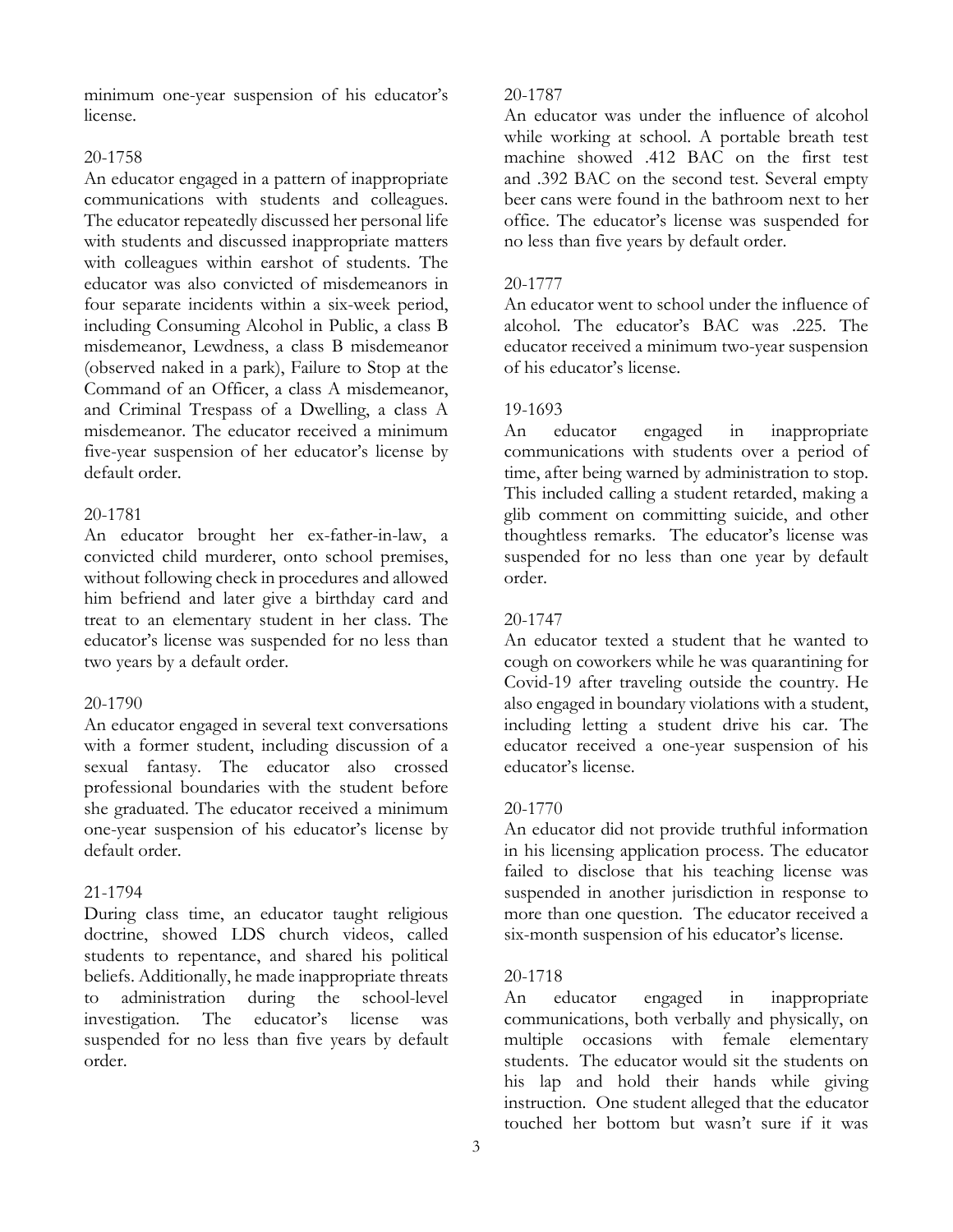minimum one-year suspension of his educator's license.

20-1758
An educator engaged in a pattern of inappropriate communications with students and colleagues. The educator repeatedly discussed her personal life with students and discussed inappropriate matters with colleagues within earshot of students. The educator was also convicted of misdemeanors in four separate incidents within a six-week period, including Consuming Alcohol in Public, a class B misdemeanor, Lewdness, a class B misdemeanor (observed naked in a park), Failure to Stop at the Command of an Officer, a class A misdemeanor, and Criminal Trespass of a Dwelling, a class A misdemeanor. The educator received a minimum five-year suspension of her educator's license by default order.

20-1781
An educator brought her ex-father-in-law, a convicted child murderer, onto school premises, without following check in procedures and allowed him befriend and later give a birthday card and treat to an elementary student in her class. The educator's license was suspended for no less than two years by a default order.

20-1790
An educator engaged in several text conversations with a former student, including discussion of a sexual fantasy. The educator also crossed professional boundaries with the student before she graduated. The educator received a minimum one-year suspension of his educator's license by default order.

21-1794
During class time, an educator taught religious doctrine, showed LDS church videos, called students to repentance, and shared his political beliefs. Additionally, he made inappropriate threats to administration during the school-level investigation. The educator's license was suspended for no less than five years by default order.

20-1787
An educator was under the influence of alcohol while working at school. A portable breath test machine showed .412 BAC on the first test and .392 BAC on the second test. Several empty beer cans were found in the bathroom next to her office. The educator's license was suspended for no less than five years by default order.

20-1777
An educator went to school under the influence of alcohol. The educator's BAC was .225. The educator received a minimum two-year suspension of his educator's license.

19-1693
An educator engaged in inappropriate communications with students over a period of time, after being warned by administration to stop. This included calling a student retarded, making a glib comment on committing suicide, and other thoughtless remarks. The educator's license was suspended for no less than one year by default order.

20-1747
An educator texted a student that he wanted to cough on coworkers while he was quarantining for Covid-19 after traveling outside the country. He also engaged in boundary violations with a student, including letting a student drive his car. The educator received a one-year suspension of his educator's license.

20-1770
An educator did not provide truthful information in his licensing application process. The educator failed to disclose that his teaching license was suspended in another jurisdiction in response to more than one question. The educator received a six-month suspension of his educator's license.

20-1718
An educator engaged in inappropriate communications, both verbally and physically, on multiple occasions with female elementary students. The educator would sit the students on his lap and hold their hands while giving instruction. One student alleged that the educator touched her bottom but wasn't sure if it was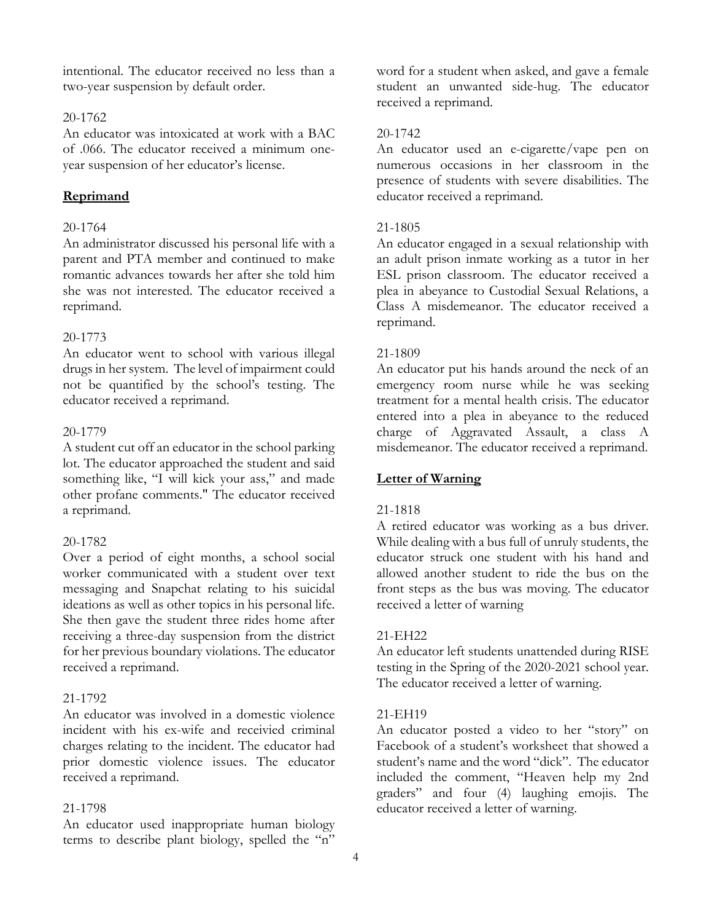intentional. The educator received no less than a two-year suspension by default order.

20-1762
An educator was intoxicated at work with a BAC of .066. The educator received a minimum one-year suspension of her educator's license.

## Reprimand

20-1764
An administrator discussed his personal life with a parent and PTA member and continued to make romantic advances towards her after she told him she was not interested. The educator received a reprimand.

20-1773
An educator went to school with various illegal drugs in her system. The level of impairment could not be quantified by the school's testing. The educator received a reprimand.

20-1779
A student cut off an educator in the school parking lot. The educator approached the student and said something like, "I will kick your ass," and made other profane comments." The educator received a reprimand.

20-1782
Over a period of eight months, a school social worker communicated with a student over text messaging and Snapchat relating to his suicidal ideations as well as other topics in his personal life. She then gave the student three rides home after receiving a three-day suspension from the district for her previous boundary violations. The educator received a reprimand.

21-1792
An educator was involved in a domestic violence incident with his ex-wife and receivied criminal charges relating to the incident. The educator had prior domestic violence issues. The educator received a reprimand.

21-1798
An educator used inappropriate human biology terms to describe plant biology, spelled the "n" word for a student when asked, and gave a female student an unwanted side-hug. The educator received a reprimand.

20-1742
An educator used an e-cigarette/vape pen on numerous occasions in her classroom in the presence of students with severe disabilities. The educator received a reprimand.

21-1805
An educator engaged in a sexual relationship with an adult prison inmate working as a tutor in her ESL prison classroom. The educator received a plea in abeyance to Custodial Sexual Relations, a Class A misdemeanor. The educator received a reprimand.

21-1809
An educator put his hands around the neck of an emergency room nurse while he was seeking treatment for a mental health crisis. The educator entered into a plea in abeyance to the reduced charge of Aggravated Assault, a class A misdemeanor. The educator received a reprimand.

## Letter of Warning

21-1818
A retired educator was working as a bus driver. While dealing with a bus full of unruly students, the educator struck one student with his hand and allowed another student to ride the bus on the front steps as the bus was moving. The educator received a letter of warning

21-EH22
An educator left students unattended during RISE testing in the Spring of the 2020-2021 school year. The educator received a letter of warning.

21-EH19
An educator posted a video to her "story" on Facebook of a student's worksheet that showed a student's name and the word "dick". The educator included the comment, "Heaven help my 2nd graders" and four (4) laughing emojis. The educator received a letter of warning.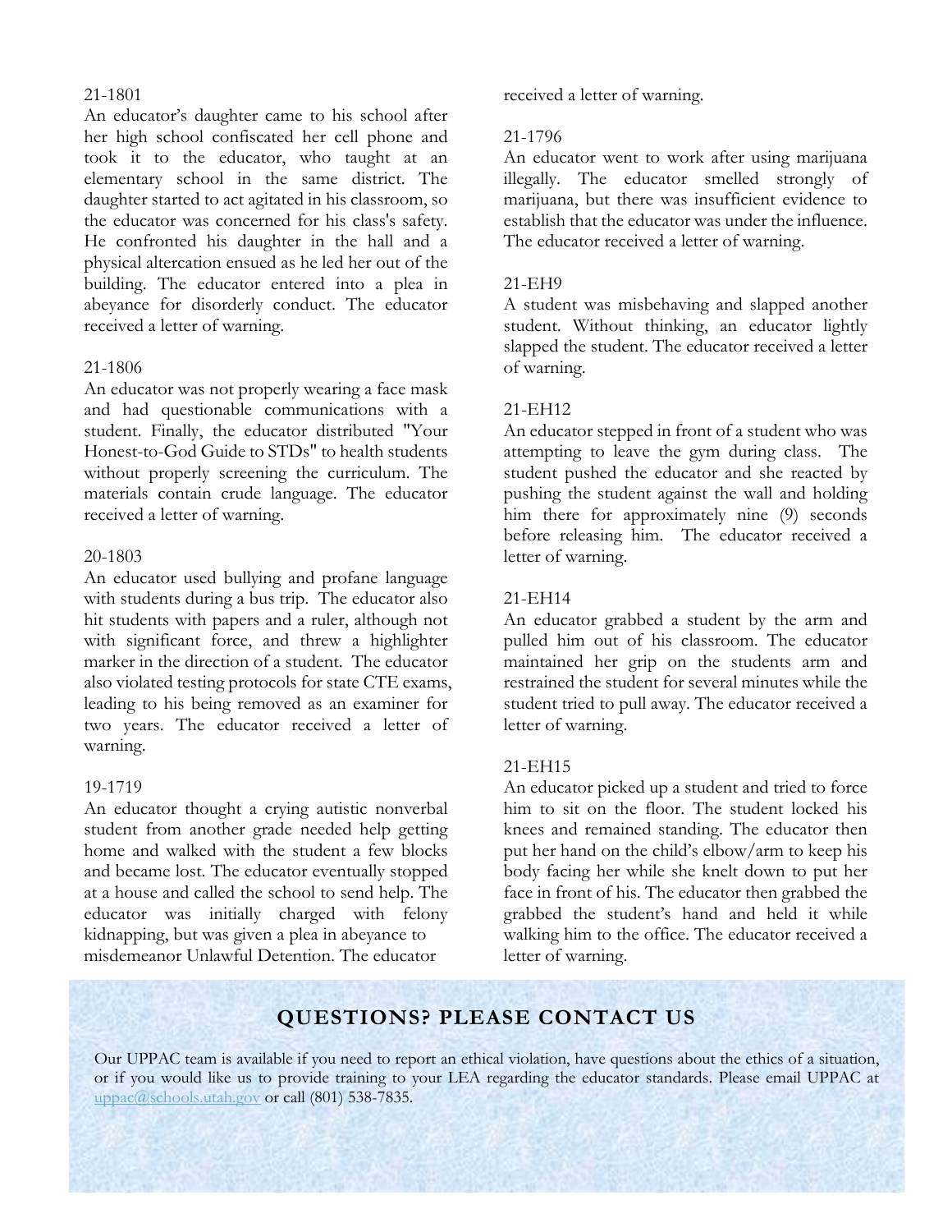21-1801

An educator's daughter came to his school after her high school confiscated her cell phone and took it to the educator, who taught at an elementary school in the same district. The daughter started to act agitated in his classroom, so the educator was concerned for his class's safety. He confronted his daughter in the hall and a physical altercation ensued as he led her out of the building. The educator entered into a plea in abeyance for disorderly conduct. The educator received a letter of warning.

21-1806

An educator was not properly wearing a face mask and had questionable communications with a student. Finally, the educator distributed "Your Honest-to-God Guide to STDs" to health students without properly screening the curriculum. The materials contain crude language. The educator received a letter of warning.

20-1803

An educator used bullying and profane language with students during a bus trip. The educator also hit students with papers and a ruler, although not with significant force, and threw a highlighter marker in the direction of a student. The educator also violated testing protocols for state CTE exams, leading to his being removed as an examiner for two years. The educator received a letter of warning.

19-1719

An educator thought a crying autistic nonverbal student from another grade needed help getting home and walked with the student a few blocks and became lost. The educator eventually stopped at a house and called the school to send help. The educator was initially charged with felony kidnapping, but was given a plea in abeyance to misdemeanor Unlawful Detention. The educator received a letter of warning.

21-1796

An educator went to work after using marijuana illegally. The educator smelled strongly of marijuana, but there was insufficient evidence to establish that the educator was under the influence. The educator received a letter of warning.

21-EH9

A student was misbehaving and slapped another student. Without thinking, an educator lightly slapped the student. The educator received a letter of warning.

21-EH12

An educator stepped in front of a student who was attempting to leave the gym during class. The student pushed the educator and she reacted by pushing the student against the wall and holding him there for approximately nine (9) seconds before releasing him. The educator received a letter of warning.

21-EH14

An educator grabbed a student by the arm and pulled him out of his classroom. The educator maintained her grip on the students arm and restrained the student for several minutes while the student tried to pull away. The educator received a letter of warning.

21-EH15

An educator picked up a student and tried to force him to sit on the floor. The student locked his knees and remained standing. The educator then put her hand on the child's elbow/arm to keep his body facing her while she knelt down to put her face in front of his. The educator then grabbed the grabbed the student's hand and held it while walking him to the office. The educator received a letter of warning.

## QUESTIONS? PLEASE CONTACT US

Our UPPAC team is available if you need to report an ethical violation, have questions about the ethics of a situation, or if you would like us to provide training to your LEA regarding the educator standards. Please email UPPAC at uppac@schools.utah.gov or call (801) 538-7835.